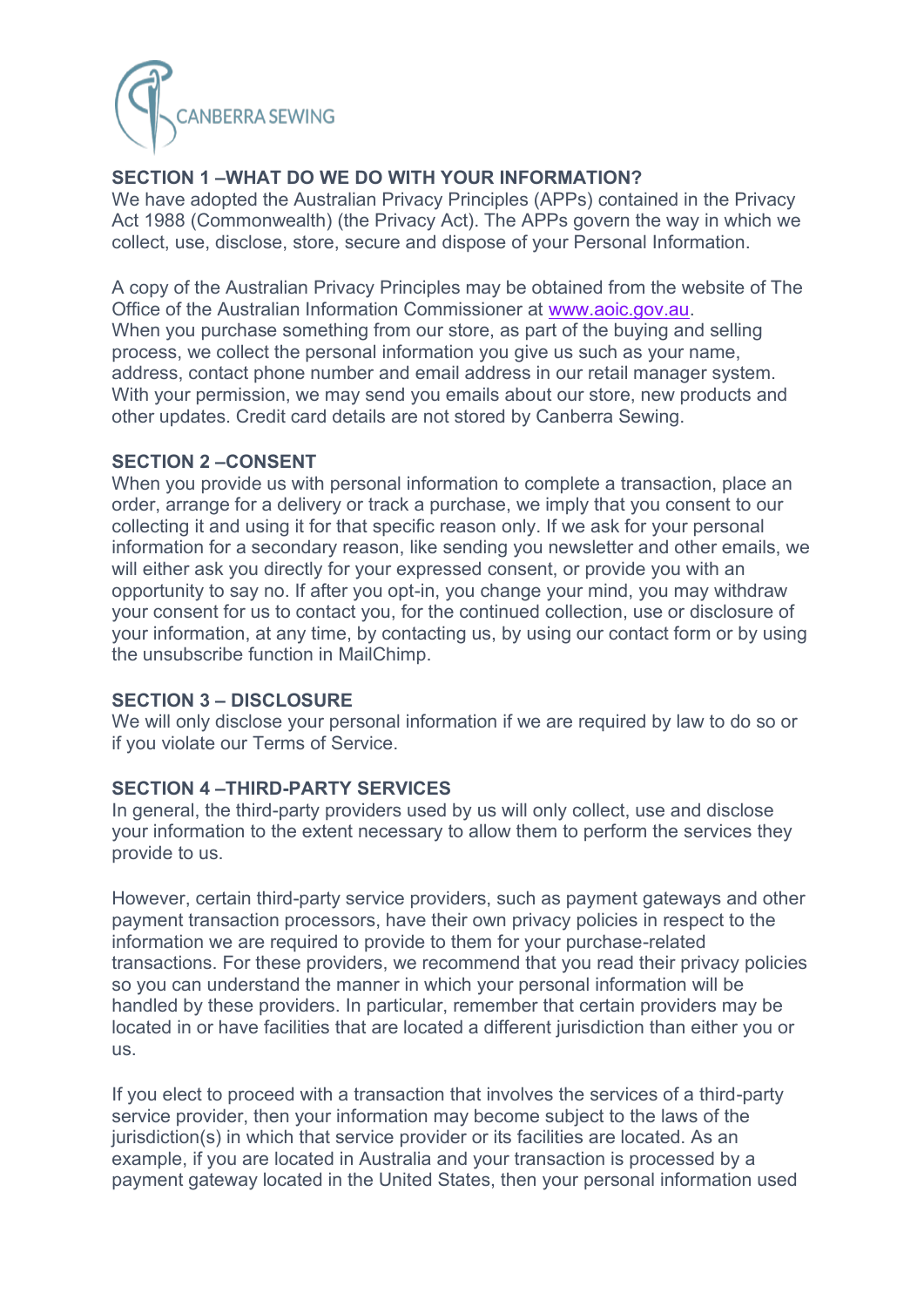CANBERRA SEWING

## SECTION 1 –WHAT DO WE DO WITH YOUR INFORMATION?

We have adopted the Australian Privacy Principles (APPs) contained in the Privacy Act 1988 (Commonwealth) (the Privacy Act). The APPs govern the way in which we collect, use, disclose, store, secure and dispose of your Personal Information.

A copy of the Australian Privacy Principles may be obtained from the website of The Office of the Australian Information Commissioner at [www.aoic.gov.au](http://www.aoic.gov.au).
When you purchase something from our store, as part of the buying and selling process, we collect the personal information you give us such as your name, address, contact phone number and email address in our retail manager system. With your permission, we may send you emails about our store, new products and other updates. Credit card details are not stored by Canberra Sewing.

## SECTION 2 –CONSENT

When you provide us with personal information to complete a transaction, place an order, arrange for a delivery or track a purchase, we imply that you consent to our collecting it and using it for that specific reason only. If we ask for your personal information for a secondary reason, like sending you newsletter and other emails, we will either ask you directly for your expressed consent, or provide you with an opportunity to say no. If after you opt-in, you change your mind, you may withdraw your consent for us to contact you, for the continued collection, use or disclosure of your information, at any time, by contacting us, by using our contact form or by using the unsubscribe function in MailChimp.

## SECTION 3 – DISCLOSURE

We will only disclose your personal information if we are required by law to do so or if you violate our Terms of Service.

## SECTION 4 –THIRD-PARTY SERVICES

In general, the third-party providers used by us will only collect, use and disclose your information to the extent necessary to allow them to perform the services they provide to us.

However, certain third-party service providers, such as payment gateways and other payment transaction processors, have their own privacy policies in respect to the information we are required to provide to them for your purchase-related transactions. For these providers, we recommend that you read their privacy policies so you can understand the manner in which your personal information will be handled by these providers. In particular, remember that certain providers may be located in or have facilities that are located a different jurisdiction than either you or us.

If you elect to proceed with a transaction that involves the services of a third-party service provider, then your information may become subject to the laws of the jurisdiction(s) in which that service provider or its facilities are located. As an example, if you are located in Australia and your transaction is processed by a payment gateway located in the United States, then your personal information used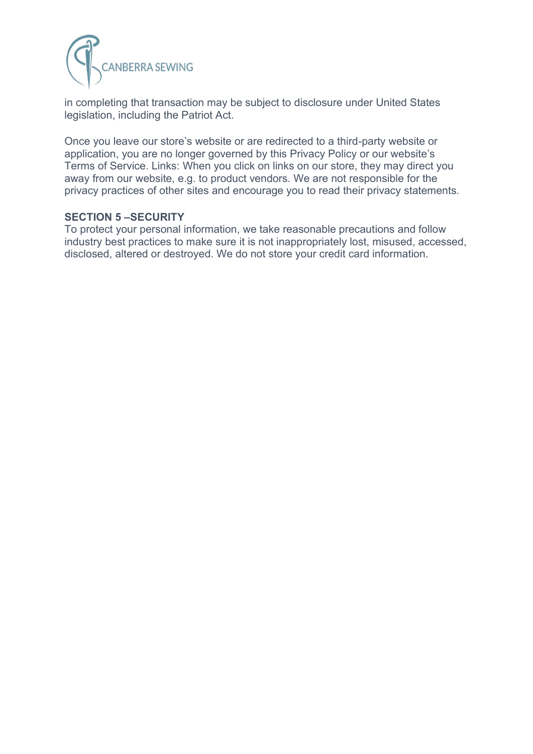in completing that transaction may be subject to disclosure under United States legislation, including the Patriot Act.

Once you leave our store's website or are redirected to a third-party website or application, you are no longer governed by this Privacy Policy or our website's Terms of Service. Links: When you click on links on our store, they may direct you away from our website, e.g. to product vendors. We are not responsible for the privacy practices of other sites and encourage you to read their privacy statements.

**SECTION 5 –SECURITY**

To protect your personal information, we take reasonable precautions and follow industry best practices to make sure it is not inappropriately lost, misused, accessed, disclosed, altered or destroyed. We do not store your credit card information.